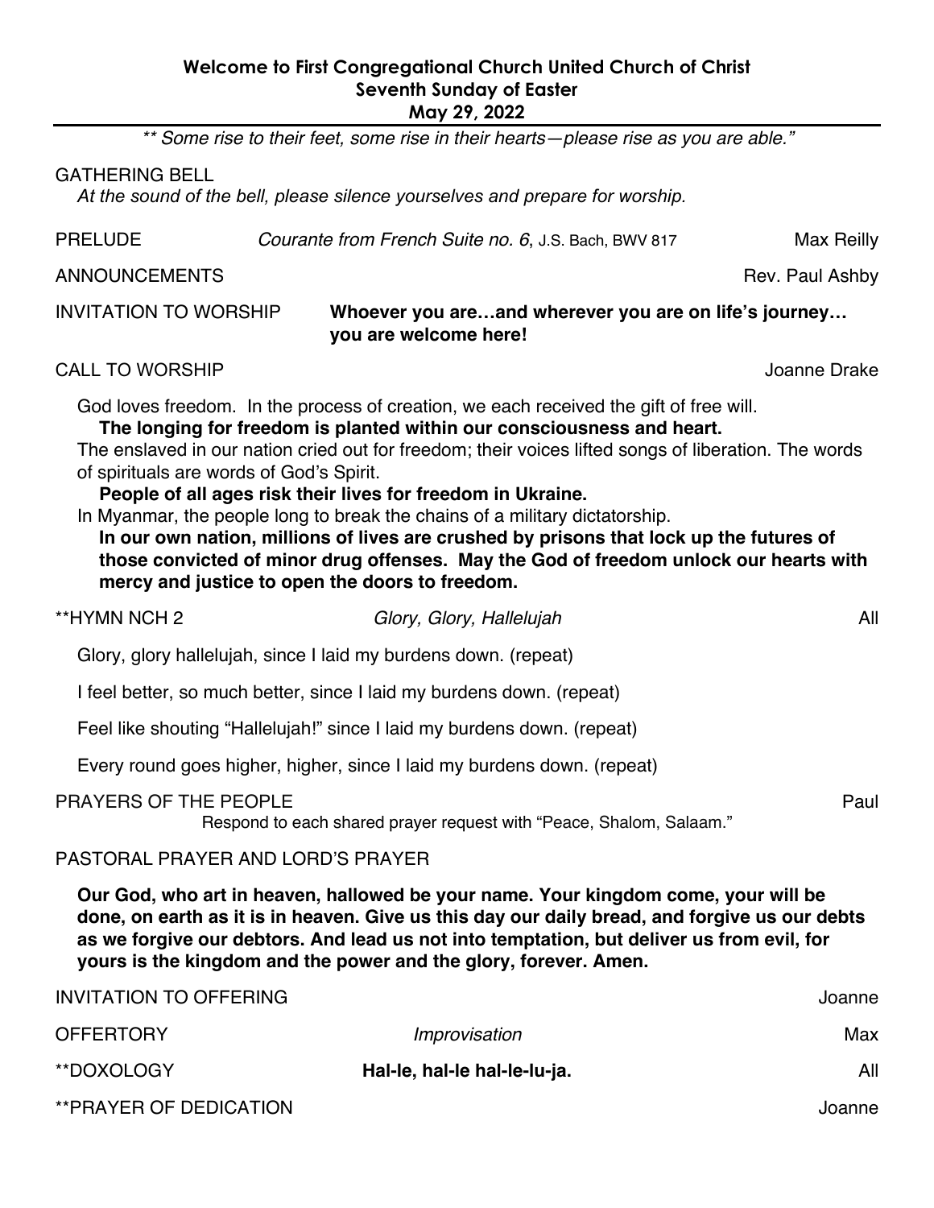**Welcome to First Congregational Church United Church of Christ**
**Seventh Sunday of Easter**
**May 29, 2022**

---

*\*\* Some rise to their feet, some rise in their hearts—please rise as you are able."*

GATHERING BELL
*At the sound of the bell, please silence yourselves and prepare for worship.*

PRELUDE — *Courante from French Suite no. 6*, J.S. Bach, BWV 817 — Max Reilly

ANNOUNCEMENTS — Rev. Paul Ashby

INVITATION TO WORSHIP — **Whoever you are…and wherever you are on life's journey… you are welcome here!**

CALL TO WORSHIP — Joanne Drake

God loves freedom. In the process of creation, we each received the gift of free will.
**The longing for freedom is planted within our consciousness and heart.**
The enslaved in our nation cried out for freedom; their voices lifted songs of liberation. The words of spirituals are words of God's Spirit.
**People of all ages risk their lives for freedom in Ukraine.**
In Myanmar, the people long to break the chains of a military dictatorship.
**In our own nation, millions of lives are crushed by prisons that lock up the futures of those convicted of minor drug offenses. May the God of freedom unlock our hearts with mercy and justice to open the doors to freedom.**

\*\*HYMN NCH 2 — *Glory, Glory, Hallelujah* — All

Glory, glory hallelujah, since I laid my burdens down. (repeat)

I feel better, so much better, since I laid my burdens down. (repeat)

Feel like shouting "Hallelujah!" since I laid my burdens down. (repeat)

Every round goes higher, higher, since I laid my burdens down. (repeat)

PRAYERS OF THE PEOPLE — Paul
Respond to each shared prayer request with "Peace, Shalom, Salaam."

PASTORAL PRAYER AND LORD'S PRAYER

**Our God, who art in heaven, hallowed be your name. Your kingdom come, your will be done, on earth as it is in heaven. Give us this day our daily bread, and forgive us our debts as we forgive our debtors. And lead us not into temptation, but deliver us from evil, for yours is the kingdom and the power and the glory, forever. Amen.**

INVITATION TO OFFERING — Joanne

OFFERTORY — *Improvisation* — Max

\*\*DOXOLOGY — **Hal-le, hal-le hal-le-lu-ja.** — All

\*\*PRAYER OF DEDICATION — Joanne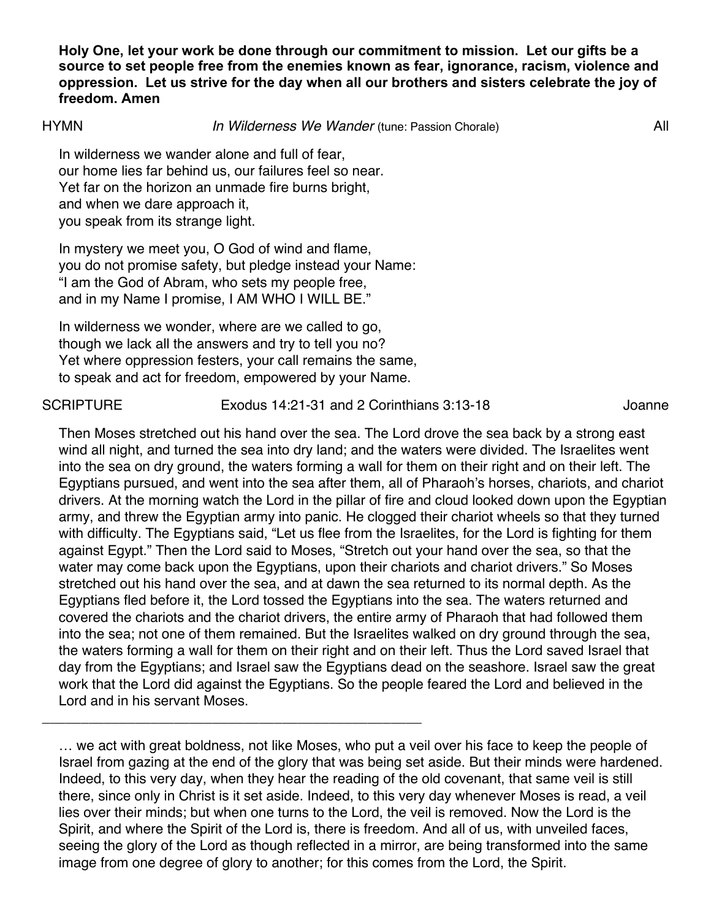**Holy One, let your work be done through our commitment to mission. Let our gifts be a source to set people free from the enemies known as fear, ignorance, racism, violence and oppression. Let us strive for the day when all our brothers and sisters celebrate the joy of freedom. Amen**

HYMN *In Wilderness We Wander* (tune: Passion Chorale) All

In wilderness we wander alone and full of fear,
our home lies far behind us, our failures feel so near.
Yet far on the horizon an unmade fire burns bright,
and when we dare approach it,
you speak from its strange light.

In mystery we meet you, O God of wind and flame,
you do not promise safety, but pledge instead your Name:
"I am the God of Abram, who sets my people free,
and in my Name I promise, I AM WHO I WILL BE."

In wilderness we wonder, where are we called to go,
though we lack all the answers and try to tell you no?
Yet where oppression festers, your call remains the same,
to speak and act for freedom, empowered by your Name.

SCRIPTURE Exodus 14:21-31 and 2 Corinthians 3:13-18 Joanne

Then Moses stretched out his hand over the sea. The Lord drove the sea back by a strong east wind all night, and turned the sea into dry land; and the waters were divided. The Israelites went into the sea on dry ground, the waters forming a wall for them on their right and on their left. The Egyptians pursued, and went into the sea after them, all of Pharaoh's horses, chariots, and chariot drivers. At the morning watch the Lord in the pillar of fire and cloud looked down upon the Egyptian army, and threw the Egyptian army into panic. He clogged their chariot wheels so that they turned with difficulty. The Egyptians said, "Let us flee from the Israelites, for the Lord is fighting for them against Egypt." Then the Lord said to Moses, "Stretch out your hand over the sea, so that the water may come back upon the Egyptians, upon their chariots and chariot drivers." So Moses stretched out his hand over the sea, and at dawn the sea returned to its normal depth. As the Egyptians fled before it, the Lord tossed the Egyptians into the sea. The waters returned and covered the chariots and the chariot drivers, the entire army of Pharaoh that had followed them into the sea; not one of them remained. But the Israelites walked on dry ground through the sea, the waters forming a wall for them on their right and on their left. Thus the Lord saved Israel that day from the Egyptians; and Israel saw the Egyptians dead on the seashore. Israel saw the great work that the Lord did against the Egyptians. So the people feared the Lord and believed in the Lord and in his servant Moses.

---

… we act with great boldness, not like Moses, who put a veil over his face to keep the people of Israel from gazing at the end of the glory that was being set aside. But their minds were hardened. Indeed, to this very day, when they hear the reading of the old covenant, that same veil is still there, since only in Christ is it set aside. Indeed, to this very day whenever Moses is read, a veil lies over their minds; but when one turns to the Lord, the veil is removed. Now the Lord is the Spirit, and where the Spirit of the Lord is, there is freedom. And all of us, with unveiled faces, seeing the glory of the Lord as though reflected in a mirror, are being transformed into the same image from one degree of glory to another; for this comes from the Lord, the Spirit.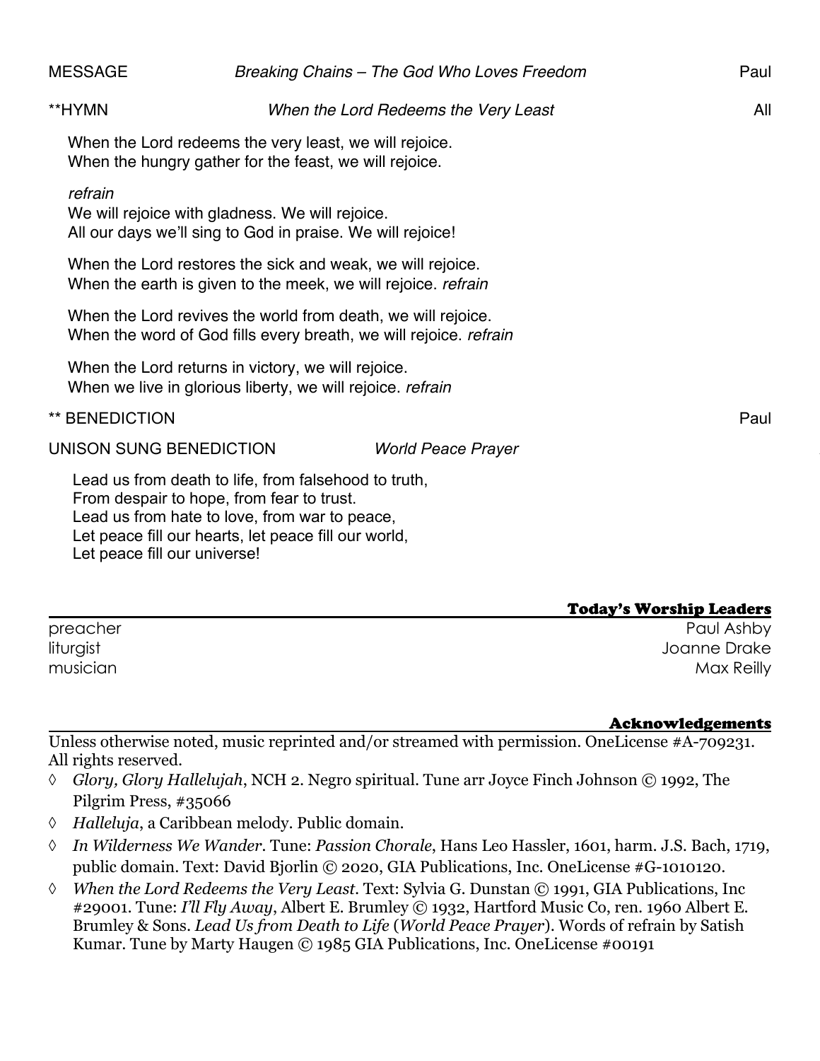MESSAGE *Breaking Chains – The God Who Loves Freedom* Paul

**HYMN *When the Lord Redeems the Very Least* All

When the Lord redeems the very least, we will rejoice.
When the hungry gather for the feast, we will rejoice.

*refrain*
We will rejoice with gladness. We will rejoice.
All our days we'll sing to God in praise. We will rejoice!

When the Lord restores the sick and weak, we will rejoice.
When the earth is given to the meek, we will rejoice. *refrain*

When the Lord revives the world from death, we will rejoice.
When the word of God fills every breath, we will rejoice. *refrain*

When the Lord returns in victory, we will rejoice.
When we live in glorious liberty, we will rejoice. *refrain*

** BENEDICTION Paul

UNISON SUNG BENEDICTION *World Peace Prayer*

Lead us from death to life, from falsehood to truth,
From despair to hope, from fear to trust.
Lead us from hate to love, from war to peace,
Let peace fill our hearts, let peace fill our world,
Let peace fill our universe!

## Today's Worship Leaders

| | |
|---|---|
| preacher | Paul Ashby |
| liturgist | Joanne Drake |
| musician | Max Reilly |

## Acknowledgements

Unless otherwise noted, music reprinted and/or streamed with permission. OneLicense #A-709231. All rights reserved.

- ◊ *Glory, Glory Hallelujah*, NCH 2. Negro spiritual. Tune arr Joyce Finch Johnson © 1992, The Pilgrim Press, #35066
- ◊ *Halleluja*, a Caribbean melody. Public domain.
- ◊ *In Wilderness We Wander*. Tune: *Passion Chorale*, Hans Leo Hassler, 1601, harm. J.S. Bach, 1719, public domain. Text: David Bjorlin © 2020, GIA Publications, Inc. OneLicense #G-1010120.
- ◊ *When the Lord Redeems the Very Least*. Text: Sylvia G. Dunstan © 1991, GIA Publications, Inc #29001. Tune: *I'll Fly Away*, Albert E. Brumley © 1932, Hartford Music Co, ren. 1960 Albert E. Brumley & Sons. *Lead Us from Death to Life* (*World Peace Prayer*). Words of refrain by Satish Kumar. Tune by Marty Haugen © 1985 GIA Publications, Inc. OneLicense #00191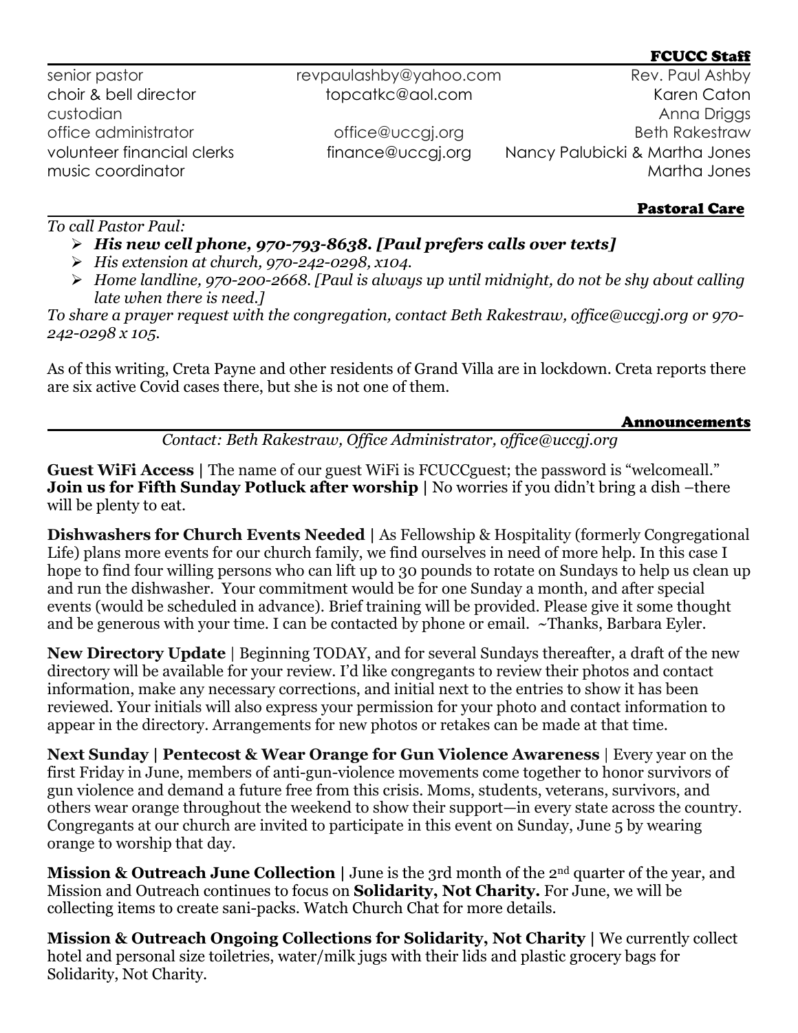## FCUCC Staff

| | | |
|---|---|---|
| senior pastor | revpaulashby@yahoo.com | Rev. Paul Ashby |
| choir & bell director | topcatkc@aol.com | Karen Caton |
| custodian | | Anna Driggs |
| office administrator | office@uccgj.org | Beth Rakestraw |
| volunteer financial clerks | finance@uccgj.org | Nancy Palubicki & Martha Jones |
| music coordinator | | Martha Jones |

## Pastoral Care

*To call Pastor Paul:*

- ***His new cell phone, 970-793-8638. [Paul prefers calls over texts]***
- *His extension at church, 970-242-0298, x104.*
- *Home landline, 970-200-2668. [Paul is always up until midnight, do not be shy about calling late when there is need.]*

*To share a prayer request with the congregation, contact Beth Rakestraw, office@uccgj.org or 970-242-0298 x 105.*

As of this writing, Creta Payne and other residents of Grand Villa are in lockdown. Creta reports there are six active Covid cases there, but she is not one of them.

## Announcements

*Contact: Beth Rakestraw, Office Administrator, office@uccgj.org*

**Guest WiFi Access |** The name of our guest WiFi is FCUCCguest; the password is "welcomeall."
**Join us for Fifth Sunday Potluck after worship |** No worries if you didn't bring a dish –there will be plenty to eat.

**Dishwashers for Church Events Needed |** As Fellowship & Hospitality (formerly Congregational Life) plans more events for our church family, we find ourselves in need of more help. In this case I hope to find four willing persons who can lift up to 30 pounds to rotate on Sundays to help us clean up and run the dishwasher. Your commitment would be for one Sunday a month, and after special events (would be scheduled in advance). Brief training will be provided. Please give it some thought and be generous with your time. I can be contacted by phone or email. ~Thanks, Barbara Eyler.

**New Directory Update** | Beginning TODAY, and for several Sundays thereafter, a draft of the new directory will be available for your review. I'd like congregants to review their photos and contact information, make any necessary corrections, and initial next to the entries to show it has been reviewed. Your initials will also express your permission for your photo and contact information to appear in the directory. Arrangements for new photos or retakes can be made at that time.

**Next Sunday | Pentecost & Wear Orange for Gun Violence Awareness** | Every year on the first Friday in June, members of anti-gun-violence movements come together to honor survivors of gun violence and demand a future free from this crisis. Moms, students, veterans, survivors, and others wear orange throughout the weekend to show their support—in every state across the country. Congregants at our church are invited to participate in this event on Sunday, June 5 by wearing orange to worship that day.

**Mission & Outreach June Collection |** June is the 3rd month of the 2nd quarter of the year, and Mission and Outreach continues to focus on **Solidarity, Not Charity.** For June, we will be collecting items to create sani-packs. Watch Church Chat for more details.

**Mission & Outreach Ongoing Collections for Solidarity, Not Charity |** We currently collect hotel and personal size toiletries, water/milk jugs with their lids and plastic grocery bags for Solidarity, Not Charity.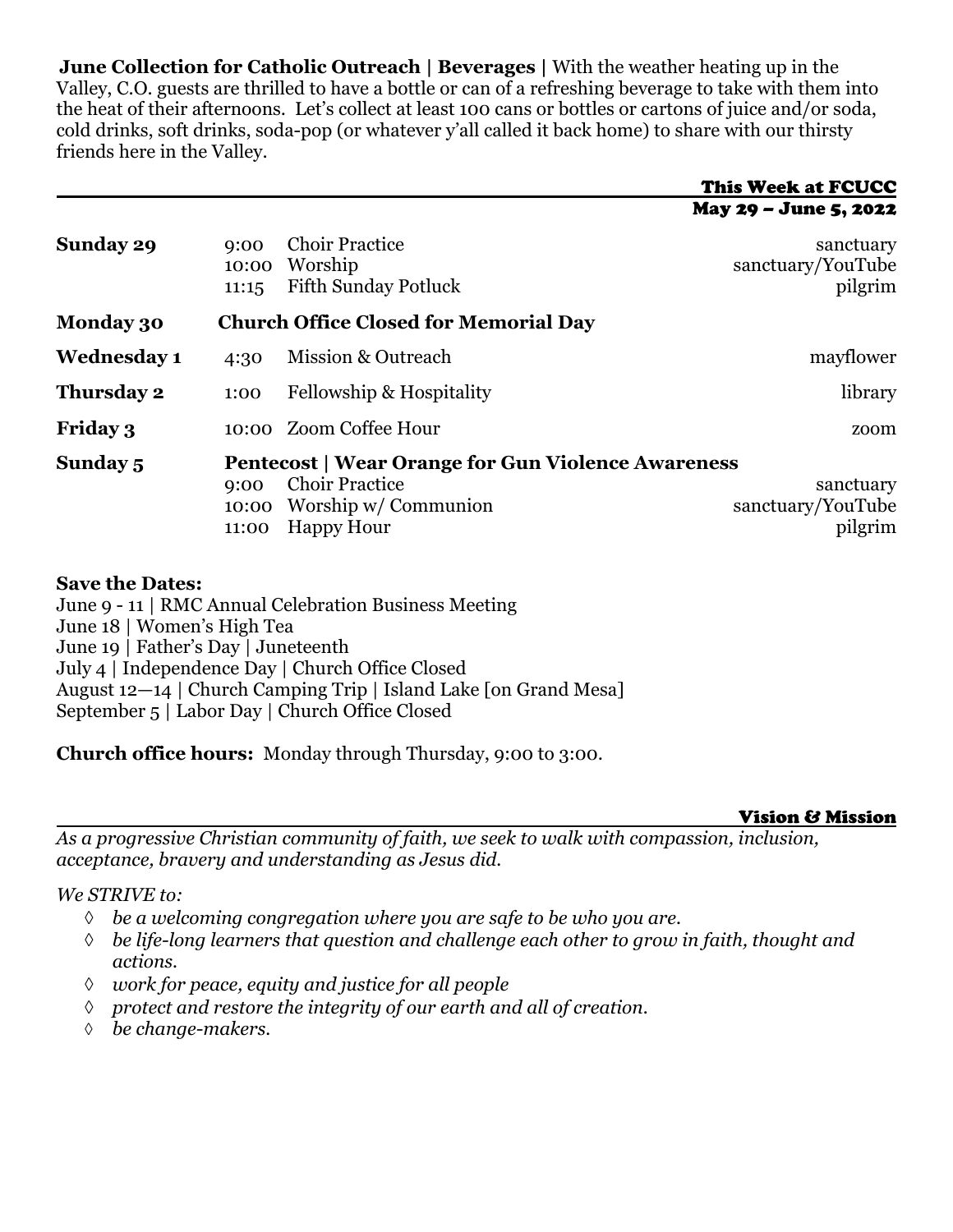**June Collection for Catholic Outreach | Beverages |** With the weather heating up in the Valley, C.O. guests are thrilled to have a bottle or can of a refreshing beverage to take with them into the heat of their afternoons. Let's collect at least 100 cans or bottles or cartons of juice and/or soda, cold drinks, soft drinks, soda-pop (or whatever y'all called it back home) to share with our thirsty friends here in the Valley.

## This Week at FCUCC
### May 29 – June 5, 2022

| | | | |
|---|---|---|---|
| **Sunday 29** | 9:00 | Choir Practice | sanctuary |
| | 10:00 | Worship | sanctuary/YouTube |
| | 11:15 | Fifth Sunday Potluck | pilgrim |
| **Monday 30** | | **Church Office Closed for Memorial Day** | |
| **Wednesday 1** | 4:30 | Mission & Outreach | mayflower |
| **Thursday 2** | 1:00 | Fellowship & Hospitality | library |
| **Friday 3** | 10:00 | Zoom Coffee Hour | zoom |
| **Sunday 5** | | **Pentecost \| Wear Orange for Gun Violence Awareness** | |
| | 9:00 | Choir Practice | sanctuary |
| | 10:00 | Worship w/ Communion | sanctuary/YouTube |
| | 11:00 | Happy Hour | pilgrim |

**Save the Dates:**
June 9 - 11 | RMC Annual Celebration Business Meeting
June 18 | Women's High Tea
June 19 | Father's Day | Juneteenth
July 4 | Independence Day | Church Office Closed
August 12—14 | Church Camping Trip | Island Lake [on Grand Mesa]
September 5 | Labor Day | Church Office Closed

**Church office hours:** Monday through Thursday, 9:00 to 3:00.

## Vision & Mission

*As a progressive Christian community of faith, we seek to walk with compassion, inclusion, acceptance, bravery and understanding as Jesus did.*

*We STRIVE to:*

- ◊ *be a welcoming congregation where you are safe to be who you are.*
- ◊ *be life-long learners that question and challenge each other to grow in faith, thought and actions.*
- ◊ *work for peace, equity and justice for all people*
- ◊ *protect and restore the integrity of our earth and all of creation.*
- ◊ *be change-makers.*